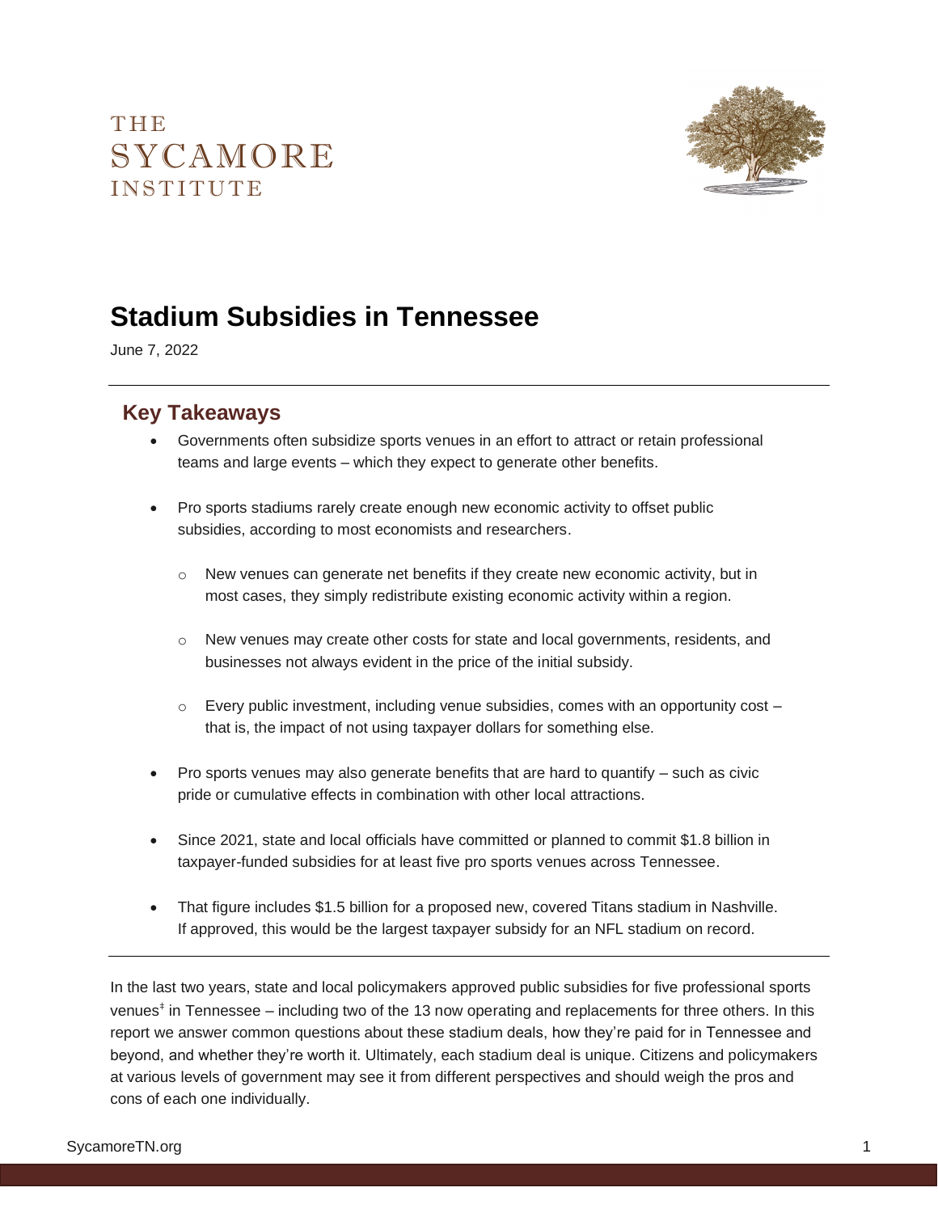THE SYCAMORE INSTITUTE

# Stadium Subsidies in Tennessee

June 7, 2022

## Key Takeaways

- Governments often subsidize sports venues in an effort to attract or retain professional teams and large events – which they expect to generate other benefits.
- Pro sports stadiums rarely create enough new economic activity to offset public subsidies, according to most economists and researchers.
  - New venues can generate net benefits if they create new economic activity, but in most cases, they simply redistribute existing economic activity within a region.
  - New venues may create other costs for state and local governments, residents, and businesses not always evident in the price of the initial subsidy.
  - Every public investment, including venue subsidies, comes with an opportunity cost – that is, the impact of not using taxpayer dollars for something else.
- Pro sports venues may also generate benefits that are hard to quantify – such as civic pride or cumulative effects in combination with other local attractions.
- Since 2021, state and local officials have committed or planned to commit $1.8 billion in taxpayer-funded subsidies for at least five pro sports venues across Tennessee.
- That figure includes $1.5 billion for a proposed new, covered Titans stadium in Nashville. If approved, this would be the largest taxpayer subsidy for an NFL stadium on record.

In the last two years, state and local policymakers approved public subsidies for five professional sports venues[‡] in Tennessee – including two of the 13 now operating and replacements for three others. In this report we answer common questions about these stadium deals, how they're paid for in Tennessee and beyond, and whether they're worth it. Ultimately, each stadium deal is unique. Citizens and policymakers at various levels of government may see it from different perspectives and should weigh the pros and cons of each one individually.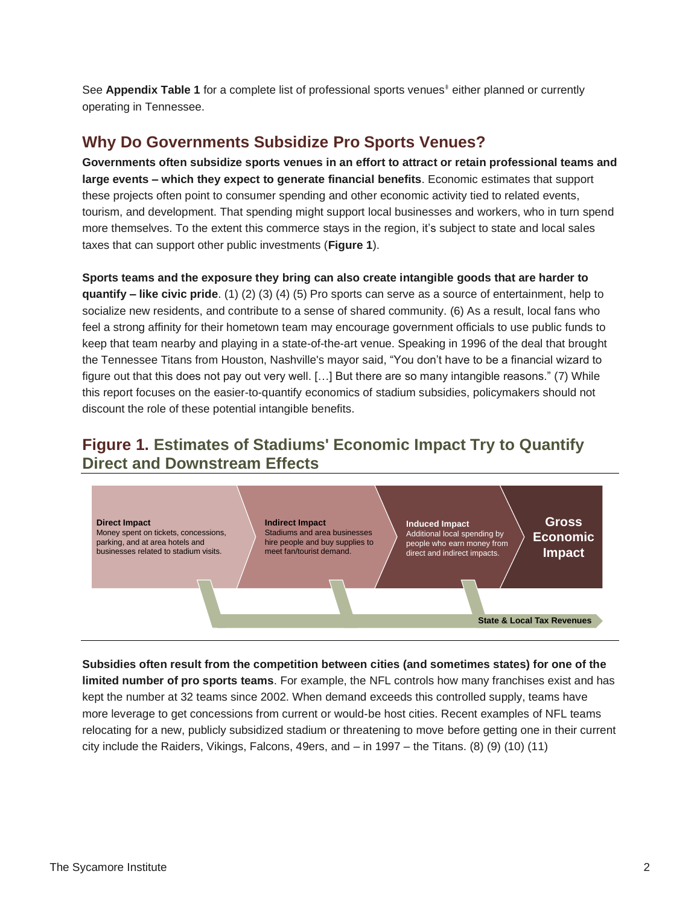See **Appendix Table 1** for a complete list of professional sports venues‡ either planned or currently operating in Tennessee.

## Why Do Governments Subsidize Pro Sports Venues?

**Governments often subsidize sports venues in an effort to attract or retain professional teams and large events – which they expect to generate financial benefits**. Economic estimates that support these projects often point to consumer spending and other economic activity tied to related events, tourism, and development. That spending might support local businesses and workers, who in turn spend more themselves. To the extent this commerce stays in the region, it's subject to state and local sales taxes that can support other public investments (**Figure 1**).

**Sports teams and the exposure they bring can also create intangible goods that are harder to quantify – like civic pride**. (1) (2) (3) (4) (5) Pro sports can serve as a source of entertainment, help to socialize new residents, and contribute to a sense of shared community. (6) As a result, local fans who feel a strong affinity for their hometown team may encourage government officials to use public funds to keep that team nearby and playing in a state-of-the-art venue. Speaking in 1996 of the deal that brought the Tennessee Titans from Houston, Nashville's mayor said, "You don't have to be a financial wizard to figure out that this does not pay out very well. […] But there are so many intangible reasons." (7) While this report focuses on the easier-to-quantify economics of stadium subsidies, policymakers should not discount the role of these potential intangible benefits.

### Figure 1. Estimates of Stadiums' Economic Impact Try to Quantify Direct and Downstream Effects

**Direct Impact**
Money spent on tickets, concessions, parking, and at area hotels and businesses related to stadium visits.

**Indirect Impact**
Stadiums and area businesses hire people and buy supplies to meet fan/tourist demand.

**Induced Impact**
Additional local spending by people who earn money from direct and indirect impacts.

**Gross Economic Impact**

**State & Local Tax Revenues**

**Subsidies often result from the competition between cities (and sometimes states) for one of the limited number of pro sports teams**. For example, the NFL controls how many franchises exist and has kept the number at 32 teams since 2002. When demand exceeds this controlled supply, teams have more leverage to get concessions from current or would-be host cities. Recent examples of NFL teams relocating for a new, publicly subsidized stadium or threatening to move before getting one in their current city include the Raiders, Vikings, Falcons, 49ers, and – in 1997 – the Titans. (8) (9) (10) (11)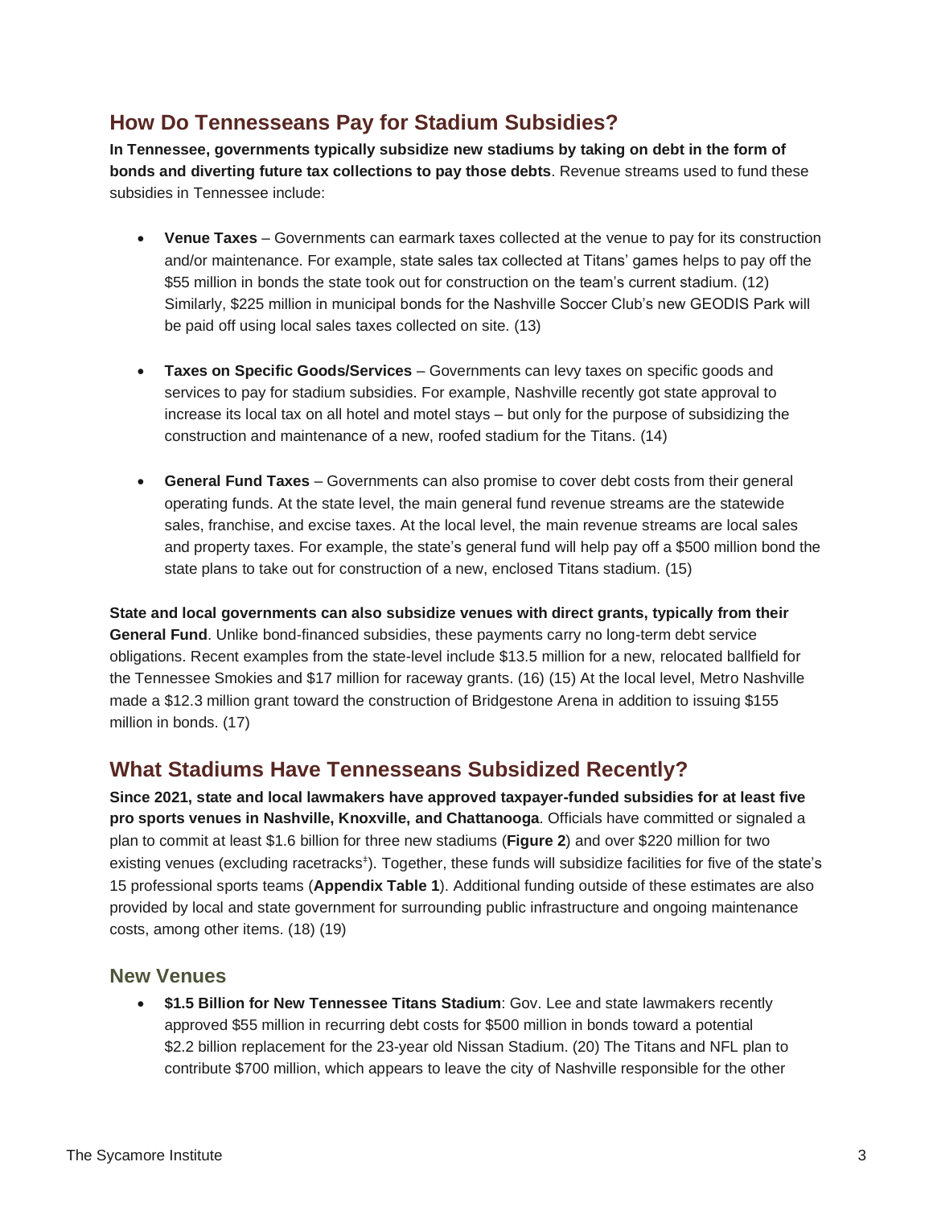## How Do Tennesseans Pay for Stadium Subsidies?

**In Tennessee, governments typically subsidize new stadiums by taking on debt in the form of bonds and diverting future tax collections to pay those debts**. Revenue streams used to fund these subsidies in Tennessee include:

- **Venue Taxes** – Governments can earmark taxes collected at the venue to pay for its construction and/or maintenance. For example, state sales tax collected at Titans' games helps to pay off the $55 million in bonds the state took out for construction on the team's current stadium. (12) Similarly, $225 million in municipal bonds for the Nashville Soccer Club's new GEODIS Park will be paid off using local sales taxes collected on site. (13)

- **Taxes on Specific Goods/Services** – Governments can levy taxes on specific goods and services to pay for stadium subsidies. For example, Nashville recently got state approval to increase its local tax on all hotel and motel stays – but only for the purpose of subsidizing the construction and maintenance of a new, roofed stadium for the Titans. (14)

- **General Fund Taxes** – Governments can also promise to cover debt costs from their general operating funds. At the state level, the main general fund revenue streams are the statewide sales, franchise, and excise taxes. At the local level, the main revenue streams are local sales and property taxes. For example, the state's general fund will help pay off a $500 million bond the state plans to take out for construction of a new, enclosed Titans stadium. (15)

**State and local governments can also subsidize venues with direct grants, typically from their General Fund**. Unlike bond-financed subsidies, these payments carry no long-term debt service obligations. Recent examples from the state-level include $13.5 million for a new, relocated ballfield for the Tennessee Smokies and $17 million for raceway grants. (16) (15) At the local level, Metro Nashville made a $12.3 million grant toward the construction of Bridgestone Arena in addition to issuing $155 million in bonds. (17)

## What Stadiums Have Tennesseans Subsidized Recently?

**Since 2021, state and local lawmakers have approved taxpayer-funded subsidies for at least five pro sports venues in Nashville, Knoxville, and Chattanooga**. Officials have committed or signaled a plan to commit at least $1.6 billion for three new stadiums (**Figure 2**) and over $220 million for two existing venues (excluding racetracks‡). Together, these funds will subsidize facilities for five of the state's 15 professional sports teams (**Appendix Table 1**). Additional funding outside of these estimates are also provided by local and state government for surrounding public infrastructure and ongoing maintenance costs, among other items. (18) (19)

### New Venues

- **$1.5 Billion for New Tennessee Titans Stadium**: Gov. Lee and state lawmakers recently approved $55 million in recurring debt costs for $500 million in bonds toward a potential $2.2 billion replacement for the 23-year old Nissan Stadium. (20) The Titans and NFL plan to contribute $700 million, which appears to leave the city of Nashville responsible for the other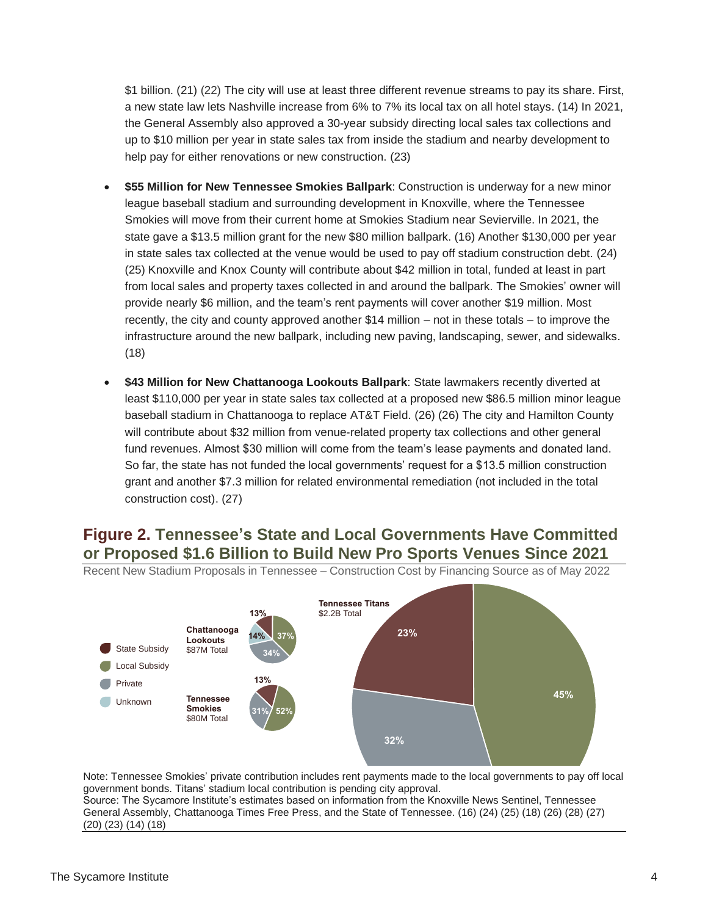$1 billion. (21) (22) The city will use at least three different revenue streams to pay its share. First, a new state law lets Nashville increase from 6% to 7% its local tax on all hotel stays. (14) In 2021, the General Assembly also approved a 30-year subsidy directing local sales tax collections and up to $10 million per year in state sales tax from inside the stadium and nearby development to help pay for either renovations or new construction. (23)

- **$55 Million for New Tennessee Smokies Ballpark**: Construction is underway for a new minor league baseball stadium and surrounding development in Knoxville, where the Tennessee Smokies will move from their current home at Smokies Stadium near Sevierville. In 2021, the state gave a $13.5 million grant for the new $80 million ballpark. (16) Another $130,000 per year in state sales tax collected at the venue would be used to pay off stadium construction debt. (24) (25) Knoxville and Knox County will contribute about $42 million in total, funded at least in part from local sales and property taxes collected in and around the ballpark. The Smokies' owner will provide nearly $6 million, and the team's rent payments will cover another $19 million. Most recently, the city and county approved another $14 million – not in these totals – to improve the infrastructure around the new ballpark, including new paving, landscaping, sewer, and sidewalks. (18)

- **$43 Million for New Chattanooga Lookouts Ballpark**: State lawmakers recently diverted at least $110,000 per year in state sales tax collected at a proposed new $86.5 million minor league baseball stadium in Chattanooga to replace AT&T Field. (26) (26) The city and Hamilton County will contribute about $32 million from venue-related property tax collections and other general fund revenues. Almost $30 million will come from the team's lease payments and donated land. So far, the state has not funded the local governments' request for a $13.5 million construction grant and another $7.3 million for related environmental remediation (not included in the total construction cost). (27)

## Figure 2. Tennessee's State and Local Governments Have Committed or Proposed $1.6 Billion to Build New Pro Sports Venues Since 2021

Recent New Stadium Proposals in Tennessee – Construction Cost by Financing Source as of May 2022

| Venue | Total | State Subsidy | Local Subsidy | Private | Unknown |
|---|---|---|---|---|---|
| Chattanooga Lookouts | $87M | 13% | 37% | 34% | 14% |
| Tennessee Smokies | $80M | 13% | 52% | 31% | |
| Tennessee Titans | $2.2B | 23% | 45% | 32% | |

Note: Tennessee Smokies' private contribution includes rent payments made to the local governments to pay off local government bonds. Titans' stadium local contribution is pending city approval.
Source: The Sycamore Institute's estimates based on information from the Knoxville News Sentinel, Tennessee General Assembly, Chattanooga Times Free Press, and the State of Tennessee. (16) (24) (25) (18) (26) (28) (27) (20) (23) (14) (18)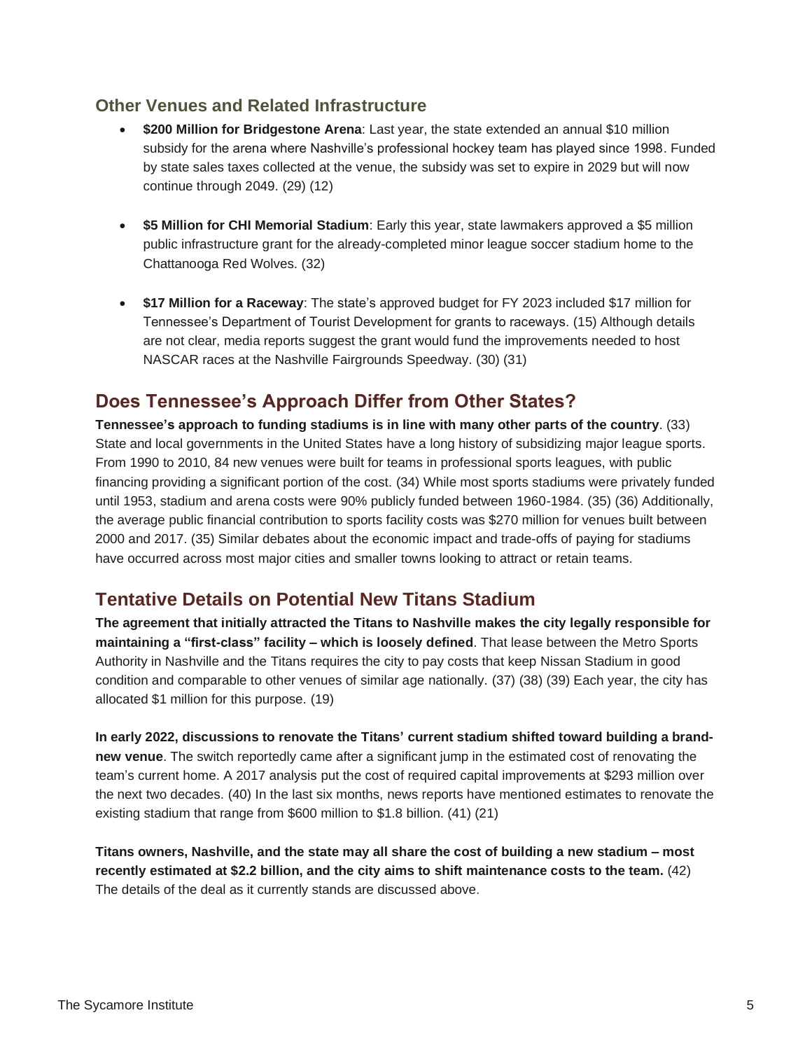### Other Venues and Related Infrastructure

- **$200 Million for Bridgestone Arena**: Last year, the state extended an annual $10 million subsidy for the arena where Nashville's professional hockey team has played since 1998. Funded by state sales taxes collected at the venue, the subsidy was set to expire in 2029 but will now continue through 2049. (29) (12)

- **$5 Million for CHI Memorial Stadium**: Early this year, state lawmakers approved a $5 million public infrastructure grant for the already-completed minor league soccer stadium home to the Chattanooga Red Wolves. (32)

- **$17 Million for a Raceway**: The state's approved budget for FY 2023 included $17 million for Tennessee's Department of Tourist Development for grants to raceways. (15) Although details are not clear, media reports suggest the grant would fund the improvements needed to host NASCAR races at the Nashville Fairgrounds Speedway. (30) (31)

## Does Tennessee's Approach Differ from Other States?

**Tennessee's approach to funding stadiums is in line with many other parts of the country**. (33) State and local governments in the United States have a long history of subsidizing major league sports. From 1990 to 2010, 84 new venues were built for teams in professional sports leagues, with public financing providing a significant portion of the cost. (34) While most sports stadiums were privately funded until 1953, stadium and arena costs were 90% publicly funded between 1960-1984. (35) (36) Additionally, the average public financial contribution to sports facility costs was $270 million for venues built between 2000 and 2017. (35) Similar debates about the economic impact and trade-offs of paying for stadiums have occurred across most major cities and smaller towns looking to attract or retain teams.

## Tentative Details on Potential New Titans Stadium

**The agreement that initially attracted the Titans to Nashville makes the city legally responsible for maintaining a "first-class" facility – which is loosely defined**. That lease between the Metro Sports Authority in Nashville and the Titans requires the city to pay costs that keep Nissan Stadium in good condition and comparable to other venues of similar age nationally. (37) (38) (39) Each year, the city has allocated $1 million for this purpose. (19)

**In early 2022, discussions to renovate the Titans' current stadium shifted toward building a brand-new venue**. The switch reportedly came after a significant jump in the estimated cost of renovating the team's current home. A 2017 analysis put the cost of required capital improvements at $293 million over the next two decades. (40) In the last six months, news reports have mentioned estimates to renovate the existing stadium that range from $600 million to $1.8 billion. (41) (21)

**Titans owners, Nashville, and the state may all share the cost of building a new stadium – most recently estimated at $2.2 billion, and the city aims to shift maintenance costs to the team.** (42) The details of the deal as it currently stands are discussed above.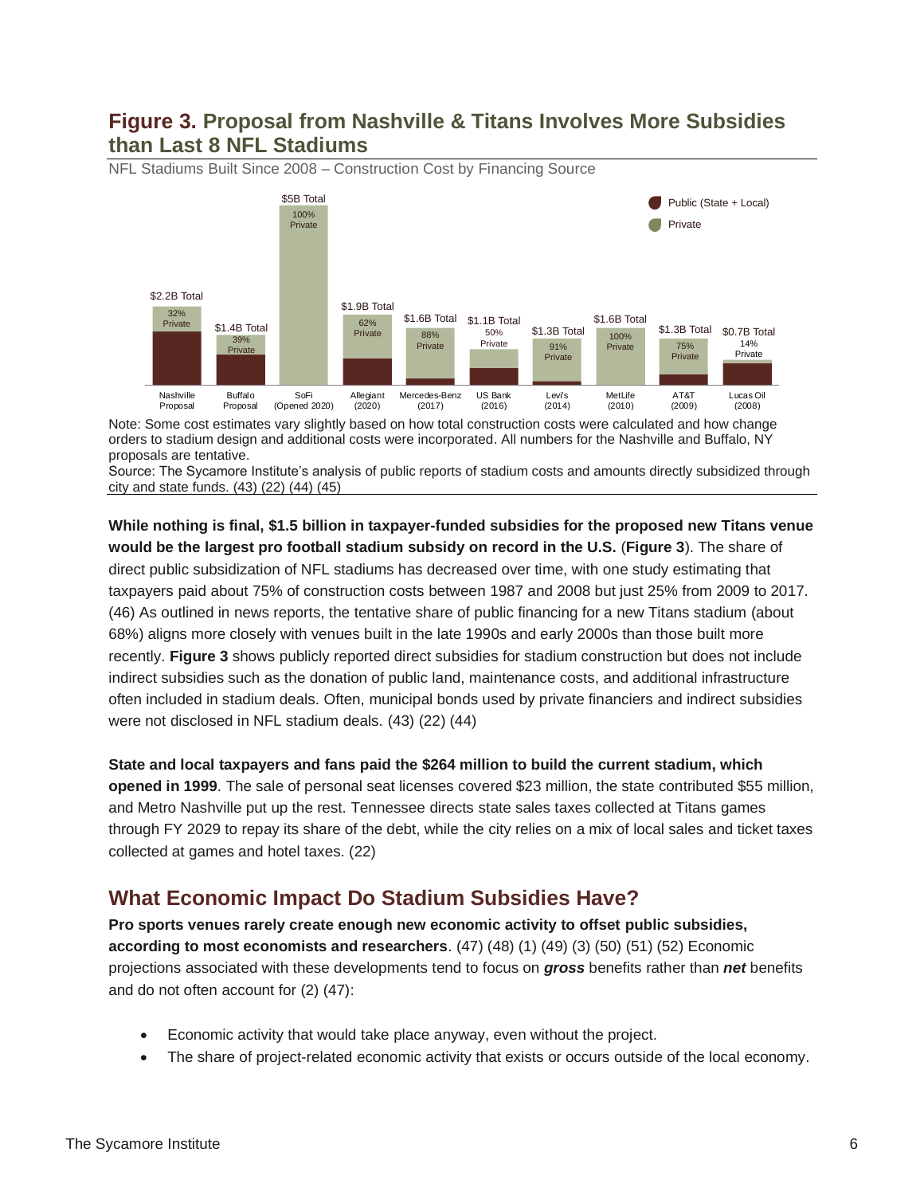## Figure 3. Proposal from Nashville & Titans Involves More Subsidies than Last 8 NFL Stadiums

NFL Stadiums Built Since 2008 – Construction Cost by Financing Source

| Stadium | Total | Private Share |
|---|---|---|
| Nashville Proposal | $2.2B Total | 32% Private |
| Buffalo Proposal | $1.4B Total | 39% Private |
| SoFi (Opened 2020) | $5B Total | 100% Private |
| Allegiant (2020) | $1.9B Total | 62% Private |
| Mercedes-Benz (2017) | $1.6B Total | 88% Private |
| US Bank (2016) | $1.1B Total | 50% Private |
| Levi's (2014) | $1.3B Total | 91% Private |
| MetLife (2010) | $1.6B Total | 100% Private |
| AT&T (2009) | $1.3B Total | 75% Private |
| Lucas Oil (2008) | $0.7B Total | 14% Private |

Legend: Public (State + Local); Private

Note: Some cost estimates vary slightly based on how total construction costs were calculated and how change orders to stadium design and additional costs were incorporated. All numbers for the Nashville and Buffalo, NY proposals are tentative.

Source: The Sycamore Institute's analysis of public reports of stadium costs and amounts directly subsidized through city and state funds. (43) (22) (44) (45)

**While nothing is final, $1.5 billion in taxpayer-funded subsidies for the proposed new Titans venue would be the largest pro football stadium subsidy on record in the U.S.** (**Figure 3**). The share of direct public subsidization of NFL stadiums has decreased over time, with one study estimating that taxpayers paid about 75% of construction costs between 1987 and 2008 but just 25% from 2009 to 2017. (46) As outlined in news reports, the tentative share of public financing for a new Titans stadium (about 68%) aligns more closely with venues built in the late 1990s and early 2000s than those built more recently. **Figure 3** shows publicly reported direct subsidies for stadium construction but does not include indirect subsidies such as the donation of public land, maintenance costs, and additional infrastructure often included in stadium deals. Often, municipal bonds used by private financiers and indirect subsidies were not disclosed in NFL stadium deals. (43) (22) (44)

**State and local taxpayers and fans paid the $264 million to build the current stadium, which opened in 1999**. The sale of personal seat licenses covered $23 million, the state contributed $55 million, and Metro Nashville put up the rest. Tennessee directs state sales taxes collected at Titans games through FY 2029 to repay its share of the debt, while the city relies on a mix of local sales and ticket taxes collected at games and hotel taxes. (22)

## What Economic Impact Do Stadium Subsidies Have?

**Pro sports venues rarely create enough new economic activity to offset public subsidies, according to most economists and researchers**. (47) (48) (1) (49) (3) (50) (51) (52) Economic projections associated with these developments tend to focus on ***gross*** benefits rather than ***net*** benefits and do not often account for (2) (47):

- Economic activity that would take place anyway, even without the project.
- The share of project-related economic activity that exists or occurs outside of the local economy.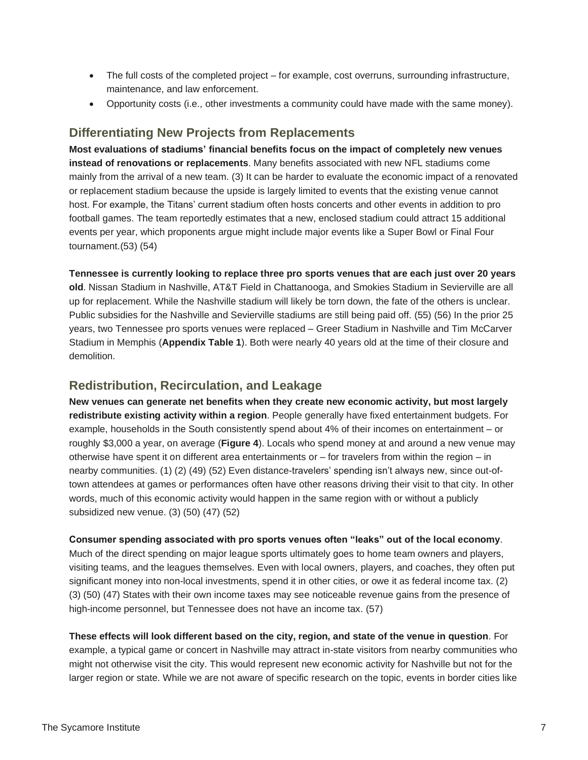- The full costs of the completed project – for example, cost overruns, surrounding infrastructure, maintenance, and law enforcement.
- Opportunity costs (i.e., other investments a community could have made with the same money).

## Differentiating New Projects from Replacements

**Most evaluations of stadiums' financial benefits focus on the impact of completely new venues instead of renovations or replacements**. Many benefits associated with new NFL stadiums come mainly from the arrival of a new team. (3) It can be harder to evaluate the economic impact of a renovated or replacement stadium because the upside is largely limited to events that the existing venue cannot host. For example, the Titans' current stadium often hosts concerts and other events in addition to pro football games. The team reportedly estimates that a new, enclosed stadium could attract 15 additional events per year, which proponents argue might include major events like a Super Bowl or Final Four tournament.(53) (54)

**Tennessee is currently looking to replace three pro sports venues that are each just over 20 years old**. Nissan Stadium in Nashville, AT&T Field in Chattanooga, and Smokies Stadium in Sevierville are all up for replacement. While the Nashville stadium will likely be torn down, the fate of the others is unclear. Public subsidies for the Nashville and Sevierville stadiums are still being paid off. (55) (56) In the prior 25 years, two Tennessee pro sports venues were replaced – Greer Stadium in Nashville and Tim McCarver Stadium in Memphis (**Appendix Table 1**). Both were nearly 40 years old at the time of their closure and demolition.

## Redistribution, Recirculation, and Leakage

**New venues can generate net benefits when they create new economic activity, but most largely redistribute existing activity within a region**. People generally have fixed entertainment budgets. For example, households in the South consistently spend about 4% of their incomes on entertainment – or roughly $3,000 a year, on average (**Figure 4**). Locals who spend money at and around a new venue may otherwise have spent it on different area entertainments or – for travelers from within the region – in nearby communities. (1) (2) (49) (52) Even distance-travelers' spending isn't always new, since out-of-town attendees at games or performances often have other reasons driving their visit to that city. In other words, much of this economic activity would happen in the same region with or without a publicly subsidized new venue. (3) (50) (47) (52)

**Consumer spending associated with pro sports venues often "leaks" out of the local economy**. Much of the direct spending on major league sports ultimately goes to home team owners and players, visiting teams, and the leagues themselves. Even with local owners, players, and coaches, they often put significant money into non-local investments, spend it in other cities, or owe it as federal income tax. (2) (3) (50) (47) States with their own income taxes may see noticeable revenue gains from the presence of high-income personnel, but Tennessee does not have an income tax. (57)

**These effects will look different based on the city, region, and state of the venue in question**. For example, a typical game or concert in Nashville may attract in-state visitors from nearby communities who might not otherwise visit the city. This would represent new economic activity for Nashville but not for the larger region or state. While we are not aware of specific research on the topic, events in border cities like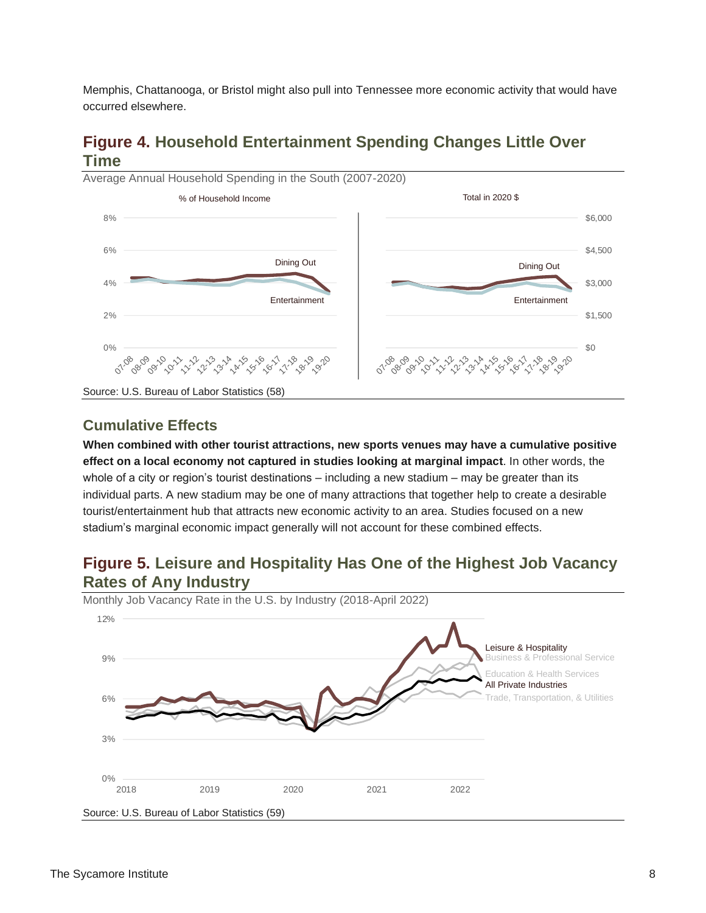Memphis, Chattanooga, or Bristol might also pull into Tennessee more economic activity that would have occurred elsewhere.

## Figure 4. Household Entertainment Spending Changes Little Over Time

Average Annual Household Spending in the South (2007-2020)

Source: U.S. Bureau of Labor Statistics (58)

## Cumulative Effects

**When combined with other tourist attractions, new sports venues may have a cumulative positive effect on a local economy not captured in studies looking at marginal impact**. In other words, the whole of a city or region's tourist destinations – including a new stadium – may be greater than its individual parts. A new stadium may be one of many attractions that together help to create a desirable tourist/entertainment hub that attracts new economic activity to an area. Studies focused on a new stadium's marginal economic impact generally will not account for these combined effects.

## Figure 5. Leisure and Hospitality Has One of the Highest Job Vacancy Rates of Any Industry

Monthly Job Vacancy Rate in the U.S. by Industry (2018-April 2022)

Source: U.S. Bureau of Labor Statistics (59)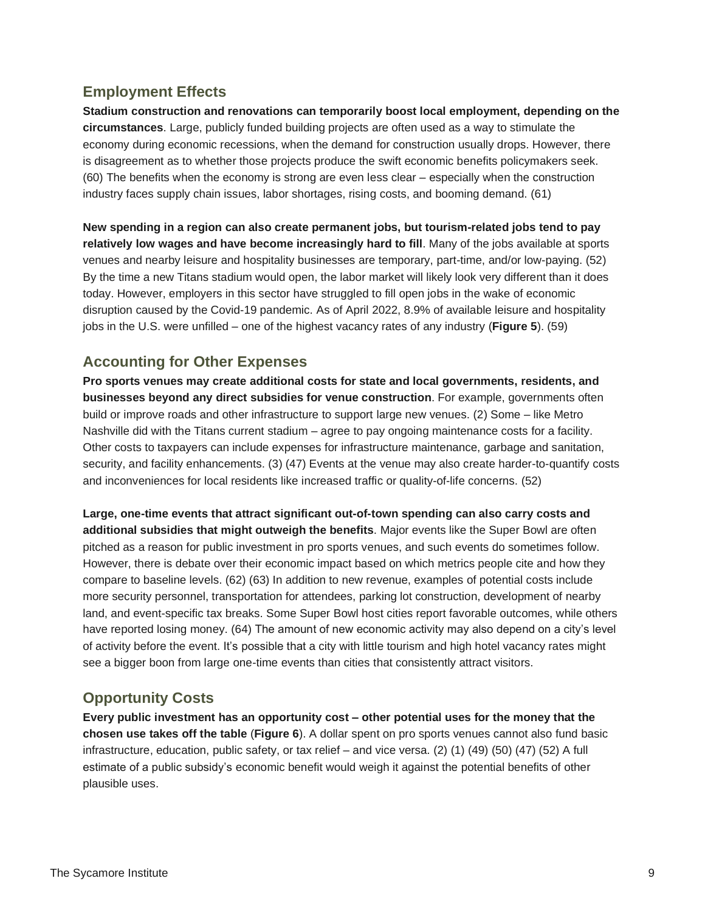## Employment Effects

**Stadium construction and renovations can temporarily boost local employment, depending on the circumstances**. Large, publicly funded building projects are often used as a way to stimulate the economy during economic recessions, when the demand for construction usually drops. However, there is disagreement as to whether those projects produce the swift economic benefits policymakers seek. (60) The benefits when the economy is strong are even less clear – especially when the construction industry faces supply chain issues, labor shortages, rising costs, and booming demand. (61)

**New spending in a region can also create permanent jobs, but tourism-related jobs tend to pay relatively low wages and have become increasingly hard to fill**. Many of the jobs available at sports venues and nearby leisure and hospitality businesses are temporary, part-time, and/or low-paying. (52) By the time a new Titans stadium would open, the labor market will likely look very different than it does today. However, employers in this sector have struggled to fill open jobs in the wake of economic disruption caused by the Covid-19 pandemic. As of April 2022, 8.9% of available leisure and hospitality jobs in the U.S. were unfilled – one of the highest vacancy rates of any industry (**Figure 5**). (59)

## Accounting for Other Expenses

**Pro sports venues may create additional costs for state and local governments, residents, and businesses beyond any direct subsidies for venue construction**. For example, governments often build or improve roads and other infrastructure to support large new venues. (2) Some – like Metro Nashville did with the Titans current stadium – agree to pay ongoing maintenance costs for a facility. Other costs to taxpayers can include expenses for infrastructure maintenance, garbage and sanitation, security, and facility enhancements. (3) (47) Events at the venue may also create harder-to-quantify costs and inconveniences for local residents like increased traffic or quality-of-life concerns. (52)

**Large, one-time events that attract significant out-of-town spending can also carry costs and additional subsidies that might outweigh the benefits**. Major events like the Super Bowl are often pitched as a reason for public investment in pro sports venues, and such events do sometimes follow. However, there is debate over their economic impact based on which metrics people cite and how they compare to baseline levels. (62) (63) In addition to new revenue, examples of potential costs include more security personnel, transportation for attendees, parking lot construction, development of nearby land, and event-specific tax breaks. Some Super Bowl host cities report favorable outcomes, while others have reported losing money. (64) The amount of new economic activity may also depend on a city's level of activity before the event. It's possible that a city with little tourism and high hotel vacancy rates might see a bigger boon from large one-time events than cities that consistently attract visitors.

## Opportunity Costs

**Every public investment has an opportunity cost – other potential uses for the money that the chosen use takes off the table** (**Figure 6**). A dollar spent on pro sports venues cannot also fund basic infrastructure, education, public safety, or tax relief – and vice versa. (2) (1) (49) (50) (47) (52) A full estimate of a public subsidy's economic benefit would weigh it against the potential benefits of other plausible uses.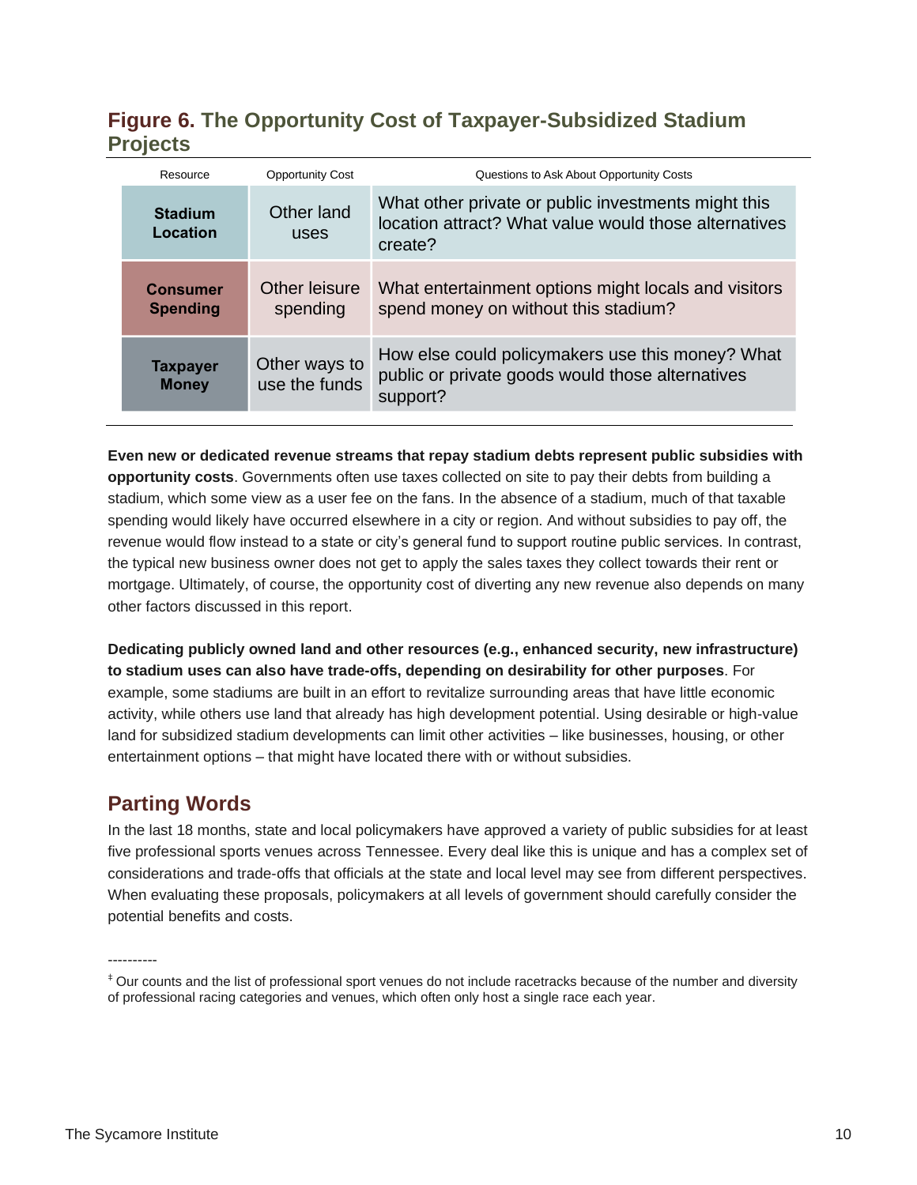**Figure 6. The Opportunity Cost of Taxpayer-Subsidized Stadium Projects**

| Resource | Opportunity Cost | Questions to Ask About Opportunity Costs |
| --- | --- | --- |
| **Stadium Location** | Other land uses | What other private or public investments might this location attract? What value would those alternatives create? |
| **Consumer Spending** | Other leisure spending | What entertainment options might locals and visitors spend money on without this stadium? |
| **Taxpayer Money** | Other ways to use the funds | How else could policymakers use this money? What public or private goods would those alternatives support? |

**Even new or dedicated revenue streams that repay stadium debts represent public subsidies with opportunity costs**. Governments often use taxes collected on site to pay their debts from building a stadium, which some view as a user fee on the fans. In the absence of a stadium, much of that taxable spending would likely have occurred elsewhere in a city or region. And without subsidies to pay off, the revenue would flow instead to a state or city's general fund to support routine public services. In contrast, the typical new business owner does not get to apply the sales taxes they collect towards their rent or mortgage. Ultimately, of course, the opportunity cost of diverting any new revenue also depends on many other factors discussed in this report.

**Dedicating publicly owned land and other resources (e.g., enhanced security, new infrastructure) to stadium uses can also have trade-offs, depending on desirability for other purposes**. For example, some stadiums are built in an effort to revitalize surrounding areas that have little economic activity, while others use land that already has high development potential. Using desirable or high-value land for subsidized stadium developments can limit other activities – like businesses, housing, or other entertainment options – that might have located there with or without subsidies.

## Parting Words

In the last 18 months, state and local policymakers have approved a variety of public subsidies for at least five professional sports venues across Tennessee. Every deal like this is unique and has a complex set of considerations and trade-offs that officials at the state and local level may see from different perspectives. When evaluating these proposals, policymakers at all levels of government should carefully consider the potential benefits and costs.

----------

[‡] Our counts and the list of professional sport venues do not include racetracks because of the number and diversity of professional racing categories and venues, which often only host a single race each year.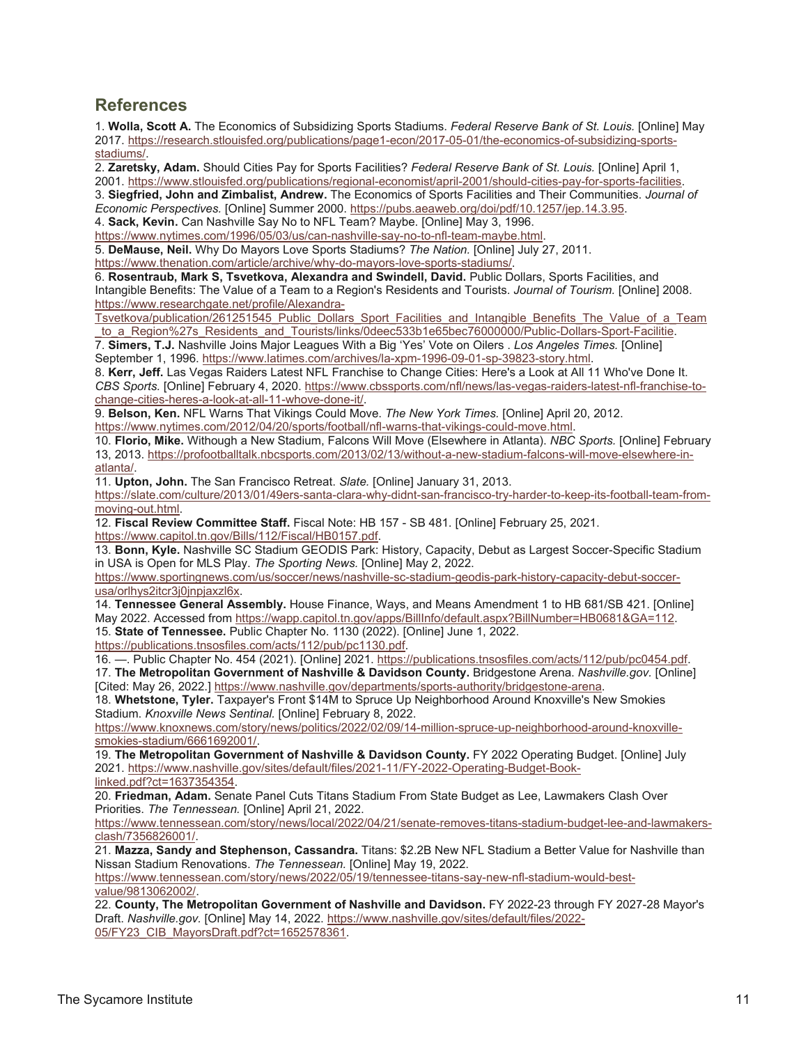## References

1. **Wolla, Scott A.** The Economics of Subsidizing Sports Stadiums. *Federal Reserve Bank of St. Louis.* [Online] May 2017. https://research.stlouisfed.org/publications/page1-econ/2017-05-01/the-economics-of-subsidizing-sports-stadiums/.

2. **Zaretsky, Adam.** Should Cities Pay for Sports Facilities? *Federal Reserve Bank of St. Louis.* [Online] April 1, 2001. https://www.stlouisfed.org/publications/regional-economist/april-2001/should-cities-pay-for-sports-facilities.

3. **Siegfried, John and Zimbalist, Andrew.** The Economics of Sports Facilities and Their Communities. *Journal of Economic Perspectives.* [Online] Summer 2000. https://pubs.aeaweb.org/doi/pdf/10.1257/jep.14.3.95.

4. **Sack, Kevin.** Can Nashville Say No to NFL Team? Maybe. [Online] May 3, 1996. https://www.nytimes.com/1996/05/03/us/can-nashville-say-no-to-nfl-team-maybe.html.

5. **DeMause, Neil.** Why Do Mayors Love Sports Stadiums? *The Nation.* [Online] July 27, 2011. https://www.thenation.com/article/archive/why-do-mayors-love-sports-stadiums/.

6. **Rosentraub, Mark S, Tsvetkova, Alexandra and Swindell, David.** Public Dollars, Sports Facilities, and Intangible Benefits: The Value of a Team to a Region's Residents and Tourists. *Journal of Tourism.* [Online] 2008. https://www.researchgate.net/profile/Alexandra-Tsvetkova/publication/261251545_Public_Dollars_Sport_Facilities_and_Intangible_Benefits_The_Value_of_a_Team_to_a_Region%27s_Residents_and_Tourists/links/0deec533b1e65bec76000000/Public-Dollars-Sport-Facilitie.

7. **Simers, T.J.** Nashville Joins Major Leagues With a Big 'Yes' Vote on Oilers . *Los Angeles Times.* [Online] September 1, 1996. https://www.latimes.com/archives/la-xpm-1996-09-01-sp-39823-story.html.

8. **Kerr, Jeff.** Las Vegas Raiders Latest NFL Franchise to Change Cities: Here's a Look at All 11 Who've Done It. *CBS Sports.* [Online] February 4, 2020. https://www.cbssports.com/nfl/news/las-vegas-raiders-latest-nfl-franchise-to-change-cities-heres-a-look-at-all-11-whove-done-it/.

9. **Belson, Ken.** NFL Warns That Vikings Could Move. *The New York Times.* [Online] April 20, 2012. https://www.nytimes.com/2012/04/20/sports/football/nfl-warns-that-vikings-could-move.html.

10. **Florio, Mike.** Withough a New Stadium, Falcons Will Move (Elsewhere in Atlanta). *NBC Sports.* [Online] February 13, 2013. https://profootballtalk.nbcsports.com/2013/02/13/without-a-new-stadium-falcons-will-move-elsewhere-in-atlanta/.

11. **Upton, John.** The San Francisco Retreat. *Slate.* [Online] January 31, 2013. https://slate.com/culture/2013/01/49ers-santa-clara-why-didnt-san-francisco-try-harder-to-keep-its-football-team-from-moving-out.html.

12. **Fiscal Review Committee Staff.** Fiscal Note: HB 157 - SB 481. [Online] February 25, 2021. https://www.capitol.tn.gov/Bills/112/Fiscal/HB0157.pdf.

13. **Bonn, Kyle.** Nashville SC Stadium GEODIS Park: History, Capacity, Debut as Largest Soccer-Specific Stadium in USA is Open for MLS Play. *The Sporting News.* [Online] May 2, 2022. https://www.sportingnews.com/us/soccer/news/nashville-sc-stadium-geodis-park-history-capacity-debut-soccer-usa/orlhys2itcr3j0jnpjaxzl6x.

14. **Tennessee General Assembly.** House Finance, Ways, and Means Amendment 1 to HB 681/SB 421. [Online] May 2022. Accessed from https://wapp.capitol.tn.gov/apps/BillInfo/default.aspx?BillNumber=HB0681&GA=112.

15. **State of Tennessee.** Public Chapter No. 1130 (2022). [Online] June 1, 2022. https://publications.tnsosfiles.com/acts/112/pub/pc1130.pdf.

16. —. Public Chapter No. 454 (2021). [Online] 2021. https://publications.tnsosfiles.com/acts/112/pub/pc0454.pdf.

17. **The Metropolitan Government of Nashville & Davidson County.** Bridgestone Arena. *Nashville.gov.* [Online] [Cited: May 26, 2022.] https://www.nashville.gov/departments/sports-authority/bridgestone-arena.

18. **Whetstone, Tyler.** Taxpayer's Front $14M to Spruce Up Neighborhood Around Knoxville's New Smokies Stadium. *Knoxville News Sentinal.* [Online] February 8, 2022. https://www.knoxnews.com/story/news/politics/2022/02/09/14-million-spruce-up-neighborhood-around-knoxville-smokies-stadium/6661692001/.

19. **The Metropolitan Government of Nashville & Davidson County.** FY 2022 Operating Budget. [Online] July 2021. https://www.nashville.gov/sites/default/files/2021-11/FY-2022-Operating-Budget-Book-linked.pdf?ct=1637354354.

20. **Friedman, Adam.** Senate Panel Cuts Titans Stadium From State Budget as Lee, Lawmakers Clash Over Priorities. *The Tennessean.* [Online] April 21, 2022. https://www.tennessean.com/story/news/local/2022/04/21/senate-removes-titans-stadium-budget-lee-and-lawmakers-clash/7356826001/.

21. **Mazza, Sandy and Stephenson, Cassandra.** Titans: $2.2B New NFL Stadium a Better Value for Nashville than Nissan Stadium Renovations. *The Tennessean.* [Online] May 19, 2022. https://www.tennessean.com/story/news/2022/05/19/tennessee-titans-say-new-nfl-stadium-would-best-value/9813062002/.

22. **County, The Metropolitan Government of Nashville and Davidson.** FY 2022-23 through FY 2027-28 Mayor's Draft. *Nashville.gov.* [Online] May 14, 2022. https://www.nashville.gov/sites/default/files/2022-05/FY23_CIB_MayorsDraft.pdf?ct=1652578361.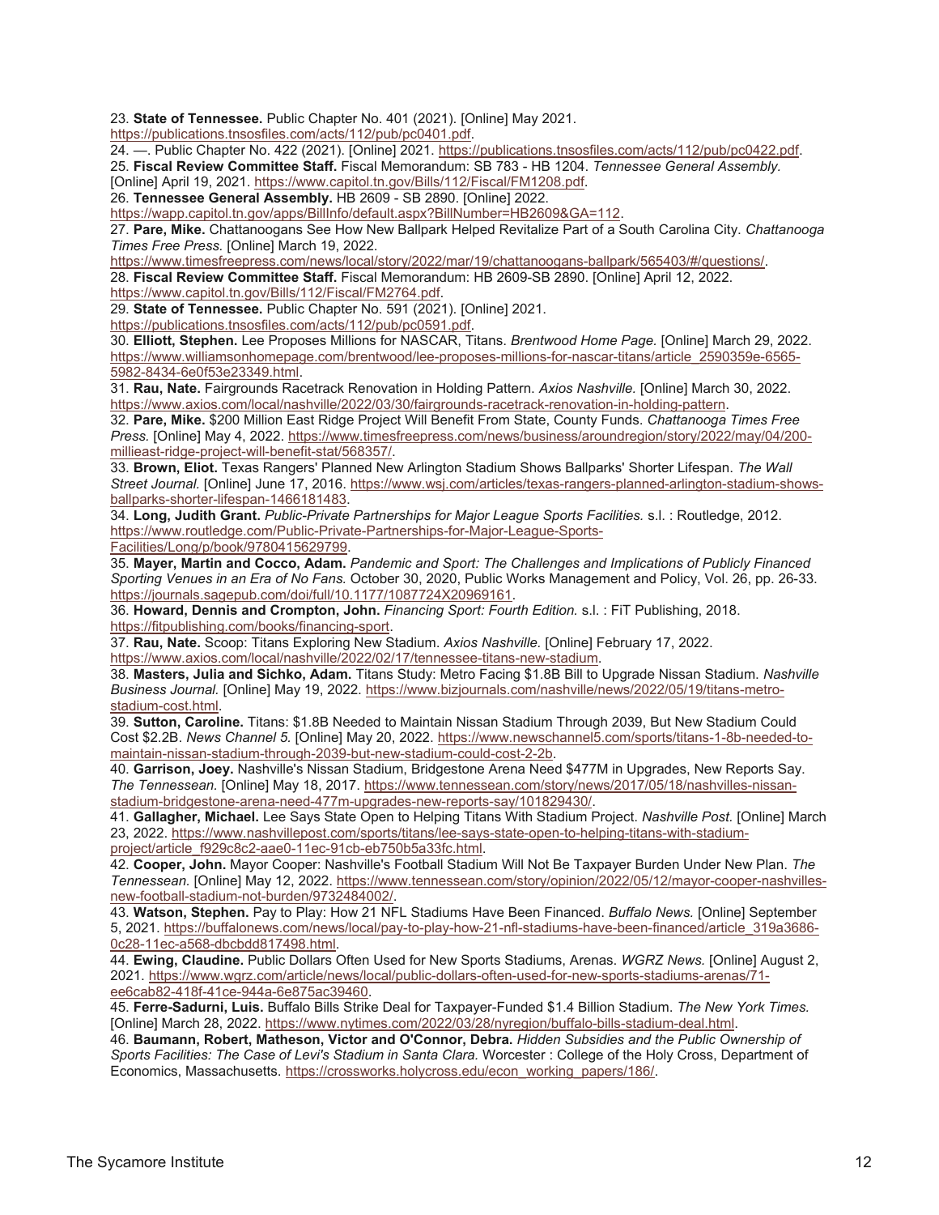23. **State of Tennessee.** Public Chapter No. 401 (2021). [Online] May 2021. https://publications.tnsosfiles.com/acts/112/pub/pc0401.pdf.

24. —. Public Chapter No. 422 (2021). [Online] 2021. https://publications.tnsosfiles.com/acts/112/pub/pc0422.pdf.

25. **Fiscal Review Committee Staff.** Fiscal Memorandum: SB 783 - HB 1204. *Tennessee General Assembly.* [Online] April 19, 2021. https://www.capitol.tn.gov/Bills/112/Fiscal/FM1208.pdf.

26. **Tennessee General Assembly.** HB 2609 - SB 2890. [Online] 2022. https://wapp.capitol.tn.gov/apps/BillInfo/default.aspx?BillNumber=HB2609&GA=112.

27. **Pare, Mike.** Chattanoogans See How New Ballpark Helped Revitalize Part of a South Carolina City. *Chattanooga Times Free Press.* [Online] March 19, 2022. https://www.timesfreepress.com/news/local/story/2022/mar/19/chattanoogans-ballpark/565403/#/questions/.

28. **Fiscal Review Committee Staff.** Fiscal Memorandum: HB 2609-SB 2890. [Online] April 12, 2022. https://www.capitol.tn.gov/Bills/112/Fiscal/FM2764.pdf.

29. **State of Tennessee.** Public Chapter No. 591 (2021). [Online] 2021. https://publications.tnsosfiles.com/acts/112/pub/pc0591.pdf.

30. **Elliott, Stephen.** Lee Proposes Millions for NASCAR, Titans. *Brentwood Home Page.* [Online] March 29, 2022. https://www.williamsonhomepage.com/brentwood/lee-proposes-millions-for-nascar-titans/article_2590359e-6565-5982-8434-6e0f53e23349.html.

31. **Rau, Nate.** Fairgrounds Racetrack Renovation in Holding Pattern. *Axios Nashville.* [Online] March 30, 2022. https://www.axios.com/local/nashville/2022/03/30/fairgrounds-racetrack-renovation-in-holding-pattern.

32. **Pare, Mike.** $200 Million East Ridge Project Will Benefit From State, County Funds. *Chattanooga Times Free Press.* [Online] May 4, 2022. https://www.timesfreepress.com/news/business/aroundregion/story/2022/may/04/200-millieast-ridge-project-will-benefit-stat/568357/.

33. **Brown, Eliot.** Texas Rangers' Planned New Arlington Stadium Shows Ballparks' Shorter Lifespan. *The Wall Street Journal.* [Online] June 17, 2016. https://www.wsj.com/articles/texas-rangers-planned-arlington-stadium-shows-ballparks-shorter-lifespan-1466181483.

34. **Long, Judith Grant.** *Public-Private Partnerships for Major League Sports Facilities.* s.l. : Routledge, 2012. https://www.routledge.com/Public-Private-Partnerships-for-Major-League-Sports-Facilities/Long/p/book/9780415629799.

35. **Mayer, Martin and Cocco, Adam.** *Pandemic and Sport: The Challenges and Implications of Publicly Financed Sporting Venues in an Era of No Fans.* October 30, 2020, Public Works Management and Policy, Vol. 26, pp. 26-33. https://journals.sagepub.com/doi/full/10.1177/1087724X20969161.

36. **Howard, Dennis and Crompton, John.** *Financing Sport: Fourth Edition.* s.l. : FiT Publishing, 2018. https://fitpublishing.com/books/financing-sport.

37. **Rau, Nate.** Scoop: Titans Exploring New Stadium. *Axios Nashville.* [Online] February 17, 2022. https://www.axios.com/local/nashville/2022/02/17/tennessee-titans-new-stadium.

38. **Masters, Julia and Sichko, Adam.** Titans Study: Metro Facing $1.8B Bill to Upgrade Nissan Stadium. *Nashville Business Journal.* [Online] May 19, 2022. https://www.bizjournals.com/nashville/news/2022/05/19/titans-metro-stadium-cost.html.

39. **Sutton, Caroline.** Titans: $1.8B Needed to Maintain Nissan Stadium Through 2039, But New Stadium Could Cost $2.2B. *News Channel 5.* [Online] May 20, 2022. https://www.newschannel5.com/sports/titans-1-8b-needed-to-maintain-nissan-stadium-through-2039-but-new-stadium-could-cost-2-2b.

40. **Garrison, Joey.** Nashville's Nissan Stadium, Bridgestone Arena Need $477M in Upgrades, New Reports Say. *The Tennessean.* [Online] May 18, 2017. https://www.tennessean.com/story/news/2017/05/18/nashvilles-nissan-stadium-bridgestone-arena-need-477m-upgrades-new-reports-say/101829430/.

41. **Gallagher, Michael.** Lee Says State Open to Helping Titans With Stadium Project. *Nashville Post.* [Online] March 23, 2022. https://www.nashvillepost.com/sports/titans/lee-says-state-open-to-helping-titans-with-stadium-project/article_f929c8c2-aae0-11ec-91cb-eb750b5a33fc.html.

42. **Cooper, John.** Mayor Cooper: Nashville's Football Stadium Will Not Be Taxpayer Burden Under New Plan. *The Tennessean.* [Online] May 12, 2022. https://www.tennessean.com/story/opinion/2022/05/12/mayor-cooper-nashvilles-new-football-stadium-not-burden/9732484002/.

43. **Watson, Stephen.** Pay to Play: How 21 NFL Stadiums Have Been Financed. *Buffalo News.* [Online] September 5, 2021. https://buffalonews.com/news/local/pay-to-play-how-21-nfl-stadiums-have-been-financed/article_319a3686-0c28-11ec-a568-dbcbdd817498.html.

44. **Ewing, Claudine.** Public Dollars Often Used for New Sports Stadiums, Arenas. *WGRZ News.* [Online] August 2, 2021. https://www.wgrz.com/article/news/local/public-dollars-often-used-for-new-sports-stadiums-arenas/71-ee6cab82-418f-41ce-944a-6e875ac39460.

45. **Ferre-Sadurni, Luis.** Buffalo Bills Strike Deal for Taxpayer-Funded $1.4 Billion Stadium. *The New York Times.* [Online] March 28, 2022. https://www.nytimes.com/2022/03/28/nyregion/buffalo-bills-stadium-deal.html.

46. **Baumann, Robert, Matheson, Victor and O'Connor, Debra.** *Hidden Subsidies and the Public Ownership of Sports Facilities: The Case of Levi's Stadium in Santa Clara.* Worcester : College of the Holy Cross, Department of Economics, Massachusetts. https://crossworks.holycross.edu/econ_working_papers/186/.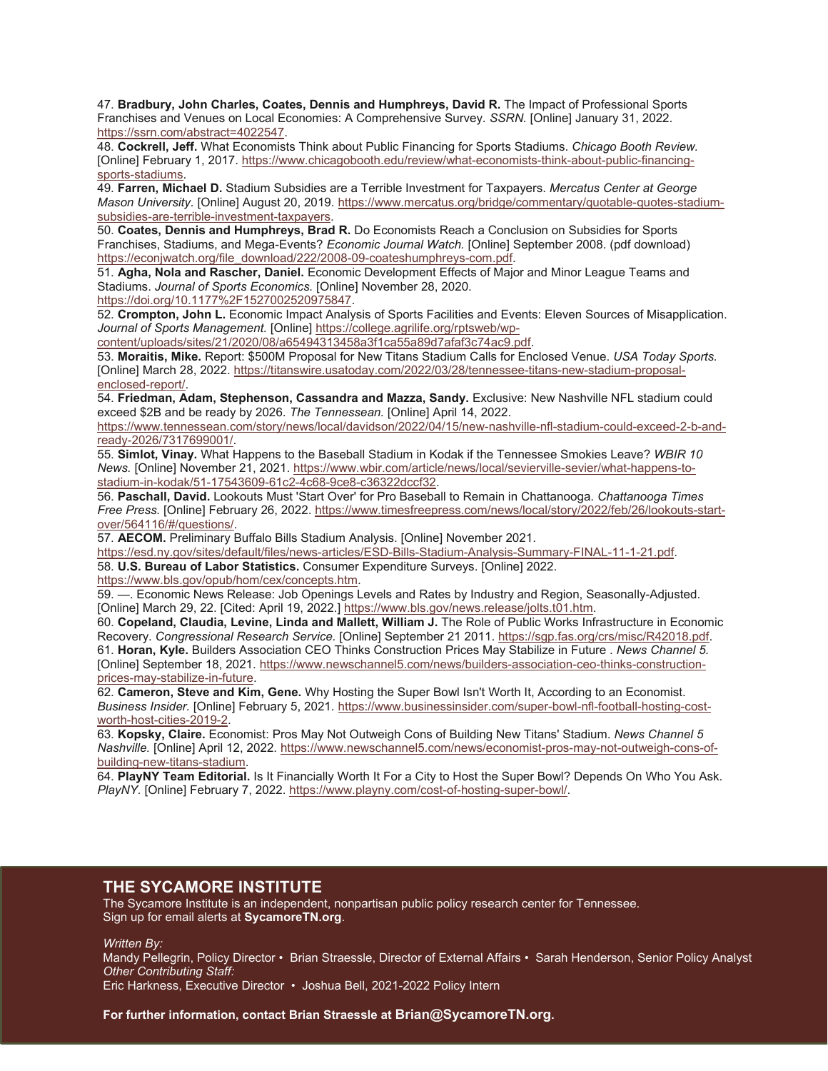47. **Bradbury, John Charles, Coates, Dennis and Humphreys, David R.** The Impact of Professional Sports Franchises and Venues on Local Economies: A Comprehensive Survey. *SSRN.* [Online] January 31, 2022. https://ssrn.com/abstract=4022547.

48. **Cockrell, Jeff.** What Economists Think about Public Financing for Sports Stadiums. *Chicago Booth Review.* [Online] February 1, 2017. https://www.chicagobooth.edu/review/what-economists-think-about-public-financing-sports-stadiums.

49. **Farren, Michael D.** Stadium Subsidies are a Terrible Investment for Taxpayers. *Mercatus Center at George Mason University.* [Online] August 20, 2019. https://www.mercatus.org/bridge/commentary/quotable-quotes-stadium-subsidies-are-terrible-investment-taxpayers.

50. **Coates, Dennis and Humphreys, Brad R.** Do Economists Reach a Conclusion on Subsidies for Sports Franchises, Stadiums, and Mega-Events? *Economic Journal Watch.* [Online] September 2008. (pdf download) https://econjwatch.org/file_download/222/2008-09-coateshumphreys-com.pdf.

51. **Agha, Nola and Rascher, Daniel.** Economic Development Effects of Major and Minor League Teams and Stadiums. *Journal of Sports Economics.* [Online] November 28, 2020. https://doi.org/10.1177%2F1527002520975847.

52. **Crompton, John L.** Economic Impact Analysis of Sports Facilities and Events: Eleven Sources of Misapplication. *Journal of Sports Management.* [Online] https://college.agrilife.org/rptsweb/wp-content/uploads/sites/21/2020/08/a65494313458a3f1ca55a89d7afaf3c74ac9.pdf.

53. **Moraitis, Mike.** Report: $500M Proposal for New Titans Stadium Calls for Enclosed Venue. *USA Today Sports.* [Online] March 28, 2022. https://titanswire.usatoday.com/2022/03/28/tennessee-titans-new-stadium-proposal-enclosed-report/.

54. **Friedman, Adam, Stephenson, Cassandra and Mazza, Sandy.** Exclusive: New Nashville NFL stadium could exceed $2B and be ready by 2026. *The Tennessean.* [Online] April 14, 2022. https://www.tennessean.com/story/news/local/davidson/2022/04/15/new-nashville-nfl-stadium-could-exceed-2-b-and-ready-2026/7317699001/.

55. **Simlot, Vinay.** What Happens to the Baseball Stadium in Kodak if the Tennessee Smokies Leave? *WBIR 10 News.* [Online] November 21, 2021. https://www.wbir.com/article/news/local/sevierville-sevier/what-happens-to-stadium-in-kodak/51-17543609-61c2-4c68-9ce8-c36322dccf32.

56. **Paschall, David.** Lookouts Must 'Start Over' for Pro Baseball to Remain in Chattanooga. *Chattanooga Times Free Press.* [Online] February 26, 2022. https://www.timesfreepress.com/news/local/story/2022/feb/26/lookouts-start-over/564116/#/questions/.

57. **AECOM.** Preliminary Buffalo Bills Stadium Analysis. [Online] November 2021. https://esd.ny.gov/sites/default/files/news-articles/ESD-Bills-Stadium-Analysis-Summary-FINAL-11-1-21.pdf.

58. **U.S. Bureau of Labor Statistics.** Consumer Expenditure Surveys. [Online] 2022. https://www.bls.gov/opub/hom/cex/concepts.htm.

59. —. Economic News Release: Job Openings Levels and Rates by Industry and Region, Seasonally-Adjusted. [Online] March 29, 22. [Cited: April 19, 2022.] https://www.bls.gov/news.release/jolts.t01.htm.

60. **Copeland, Claudia, Levine, Linda and Mallett, William J.** The Role of Public Works Infrastructure in Economic Recovery. *Congressional Research Service.* [Online] September 21 2011. https://sgp.fas.org/crs/misc/R42018.pdf.

61. **Horan, Kyle.** Builders Association CEO Thinks Construction Prices May Stabilize in Future . *News Channel 5.* [Online] September 18, 2021. https://www.newschannel5.com/news/builders-association-ceo-thinks-construction-prices-may-stabilize-in-future.

62. **Cameron, Steve and Kim, Gene.** Why Hosting the Super Bowl Isn't Worth It, According to an Economist. *Business Insider.* [Online] February 5, 2021. https://www.businessinsider.com/super-bowl-nfl-football-hosting-cost-worth-host-cities-2019-2.

63. **Kopsky, Claire.** Economist: Pros May Not Outweigh Cons of Building New Titans' Stadium. *News Channel 5 Nashville.* [Online] April 12, 2022. https://www.newschannel5.com/news/economist-pros-may-not-outweigh-cons-of-building-new-titans-stadium.

64. **PlayNY Team Editorial.** Is It Financially Worth It For a City to Host the Super Bowl? Depends On Who You Ask. *PlayNY.* [Online] February 7, 2022. https://www.playny.com/cost-of-hosting-super-bowl/.

## THE SYCAMORE INSTITUTE

The Sycamore Institute is an independent, nonpartisan public policy research center for Tennessee.
Sign up for email alerts at **SycamoreTN.org**.

*Written By:*
Mandy Pellegrin, Policy Director • Brian Straessle, Director of External Affairs • Sarah Henderson, Senior Policy Analyst
*Other Contributing Staff:*
Eric Harkness, Executive Director • Joshua Bell, 2021-2022 Policy Intern

**For further information, contact Brian Straessle at Brian@SycamoreTN.org.**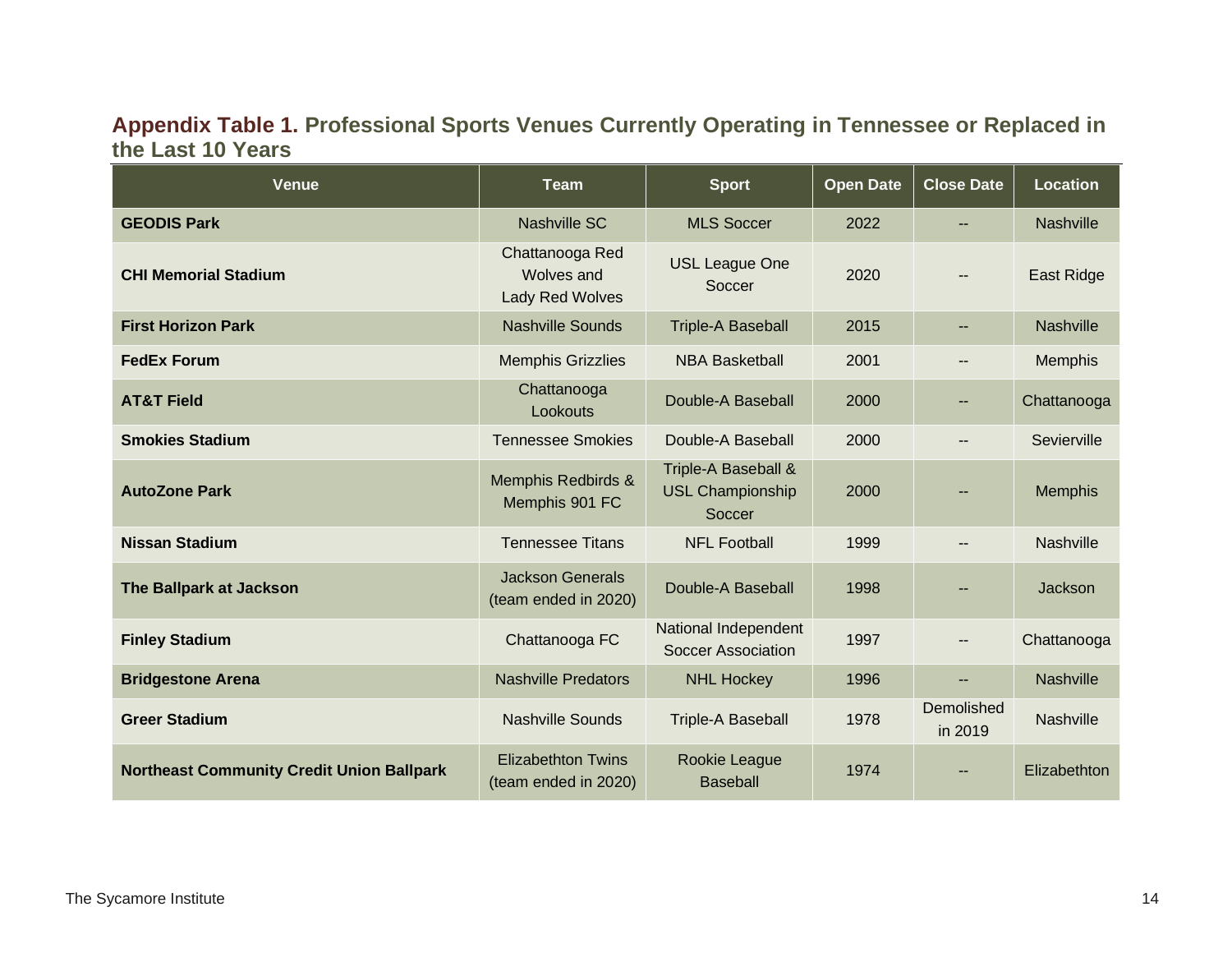## **Appendix Table 1.** Professional Sports Venues Currently Operating in Tennessee or Replaced in the Last 10 Years

| Venue | Team | Sport | Open Date | Close Date | Location |
|---|---|---|---|---|---|
| **GEODIS Park** | Nashville SC | MLS Soccer | 2022 | -- | Nashville |
| **CHI Memorial Stadium** | Chattanooga Red Wolves and Lady Red Wolves | USL League One Soccer | 2020 | -- | East Ridge |
| **First Horizon Park** | Nashville Sounds | Triple-A Baseball | 2015 | -- | Nashville |
| **FedEx Forum** | Memphis Grizzlies | NBA Basketball | 2001 | -- | Memphis |
| **AT&T Field** | Chattanooga Lookouts | Double-A Baseball | 2000 | -- | Chattanooga |
| **Smokies Stadium** | Tennessee Smokies | Double-A Baseball | 2000 | -- | Sevierville |
| **AutoZone Park** | Memphis Redbirds & Memphis 901 FC | Triple-A Baseball & USL Championship Soccer | 2000 | -- | Memphis |
| **Nissan Stadium** | Tennessee Titans | NFL Football | 1999 | -- | Nashville |
| **The Ballpark at Jackson** | Jackson Generals (team ended in 2020) | Double-A Baseball | 1998 | -- | Jackson |
| **Finley Stadium** | Chattanooga FC | National Independent Soccer Association | 1997 | -- | Chattanooga |
| **Bridgestone Arena** | Nashville Predators | NHL Hockey | 1996 | -- | Nashville |
| **Greer Stadium** | Nashville Sounds | Triple-A Baseball | 1978 | Demolished in 2019 | Nashville |
| **Northeast Community Credit Union Ballpark** | Elizabethton Twins (team ended in 2020) | Rookie League Baseball | 1974 | -- | Elizabethton |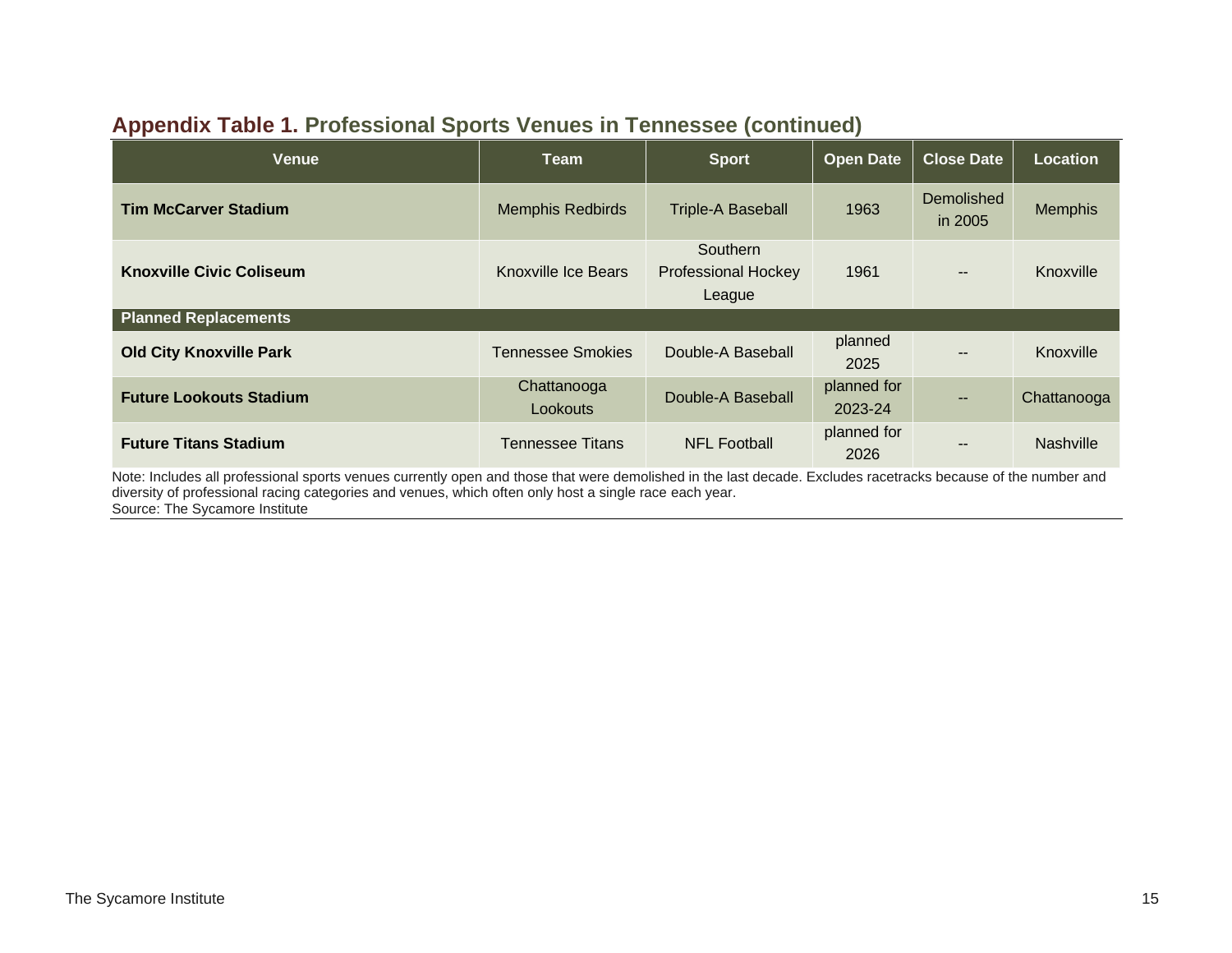## Appendix Table 1. Professional Sports Venues in Tennessee (continued)

| Venue | Team | Sport | Open Date | Close Date | Location |
|---|---|---|---|---|---|
| **Tim McCarver Stadium** | Memphis Redbirds | Triple-A Baseball | 1963 | Demolished in 2005 | Memphis |
| **Knoxville Civic Coliseum** | Knoxville Ice Bears | Southern Professional Hockey League | 1961 | -- | Knoxville |
| **Planned Replacements** | | | | | |
| **Old City Knoxville Park** | Tennessee Smokies | Double-A Baseball | planned 2025 | -- | Knoxville |
| **Future Lookouts Stadium** | Chattanooga Lookouts | Double-A Baseball | planned for 2023-24 | -- | Chattanooga |
| **Future Titans Stadium** | Tennessee Titans | NFL Football | planned for 2026 | -- | Nashville |

Note: Includes all professional sports venues currently open and those that were demolished in the last decade. Excludes racetracks because of the number and diversity of professional racing categories and venues, which often only host a single race each year.
Source: The Sycamore Institute